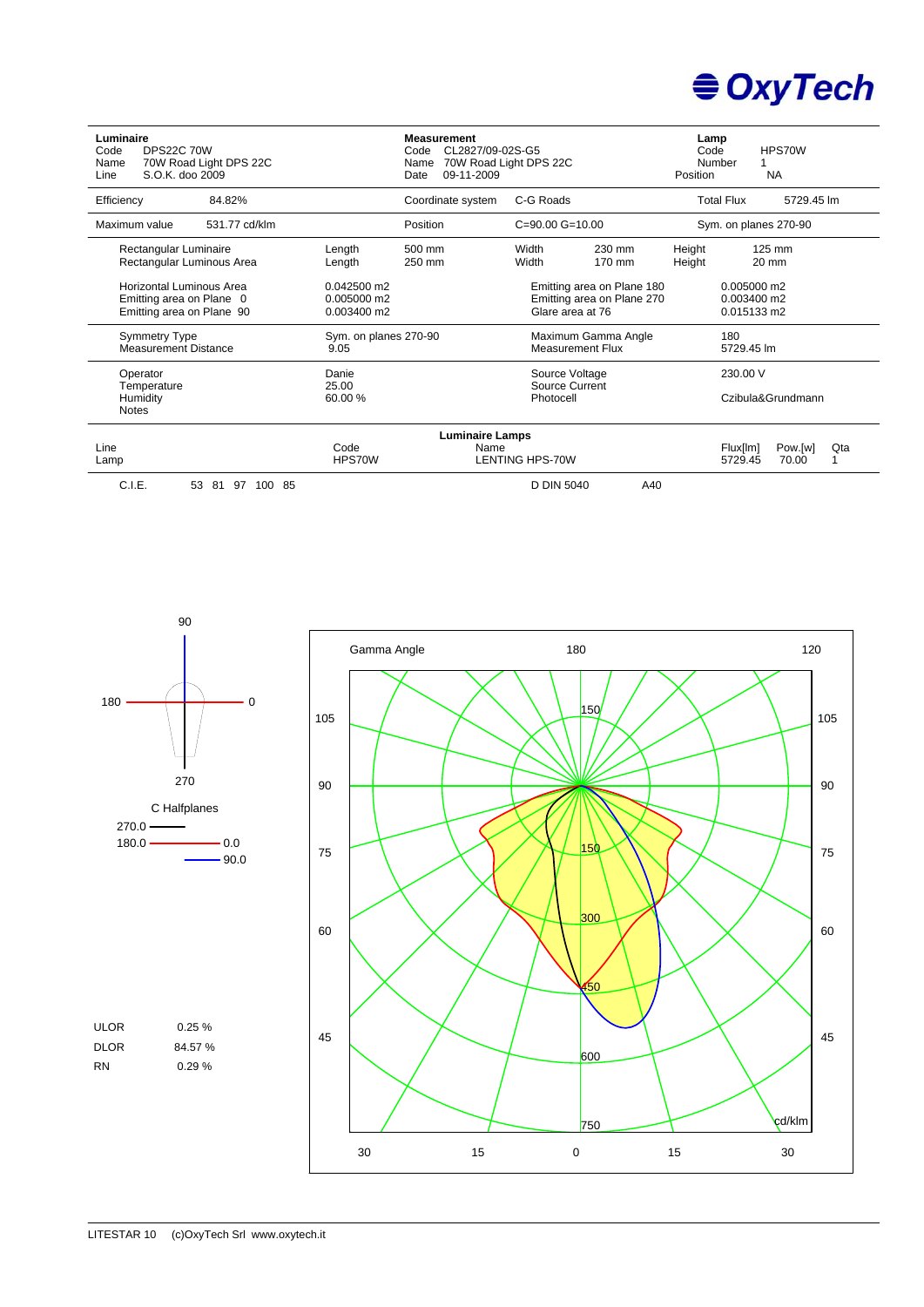**OxyTech**

| **Luminaire** | | **Measurement** | | **Lamp** | |
|---|---|---|---|---|---|
| Code | DPS22C 70W | Code | CL2827/09-02S-G5 | Code | HPS70W |
| Name | 70W Road Light DPS 22C | Name | 70W Road Light DPS 22C | Number | 1 |
| Line | S.O.K. doo 2009 | Date | 09-11-2009 | Position | NA |

| | | | | | |
|---|---|---|---|---|---|
| Efficiency | 84.82% | Coordinate system | C-G Roads | Total Flux | 5729.45 lm |
| Maximum value | 531.77 cd/klm | Position | C=90.00 G=10.00 | Sym. on planes 270-90 | |

| | | | | | | | |
|---|---|---|---|---|---|---|---|
| Rectangular Luminaire | Length | 500 mm | Width | 230 mm | Height | 125 mm |
| Rectangular Luminous Area | Length | 250 mm | Width | 170 mm | Height | 20 mm |

| | | | |
|---|---|---|---|
| Horizontal Luminous Area | 0.042500 m2 | Emitting area on Plane 180 | 0.005000 m2 |
| Emitting area on Plane 0 | 0.005000 m2 | Emitting area on Plane 270 | 0.003400 m2 |
| Emitting area on Plane 90 | 0.003400 m2 | Glare area at 76 | 0.015133 m2 |

| | | | |
|---|---|---|---|
| Symmetry Type | Sym. on planes 270-90 | Maximum Gamma Angle | 180 |
| Measurement Distance | 9.05 | Measurement Flux | 5729.45 lm |

| | | | |
|---|---|---|---|
| Operator | Danie | Source Voltage | 230.00 V |
| Temperature | 25.00 | Source Current | |
| Humidity | 60.00 % | Photocell | Czibula&Grundmann |
| Notes | | | |

**Luminaire Lamps**

| | Code | Name | Flux[lm] | Pow.[w] | Qta |
|---|---|---|---|---|---|
| Line | | | | | |
| Lamp | HPS70W | LENTING HPS-70W | 5729.45 | 70.00 | 1 |

C.I.E. 53 81 97 100 85 D DIN 5040 A40

C Halfplanes: 270.0, 180.0 – 0.0, 90.0

| | |
|---|---|
| ULOR | 0.25 % |
| DLOR | 84.57 % |
| RN | 0.29 % |

Gamma Angle — polar diagram (cd/klm)

LITESTAR 10 (c)OxyTech Srl www.oxytech.it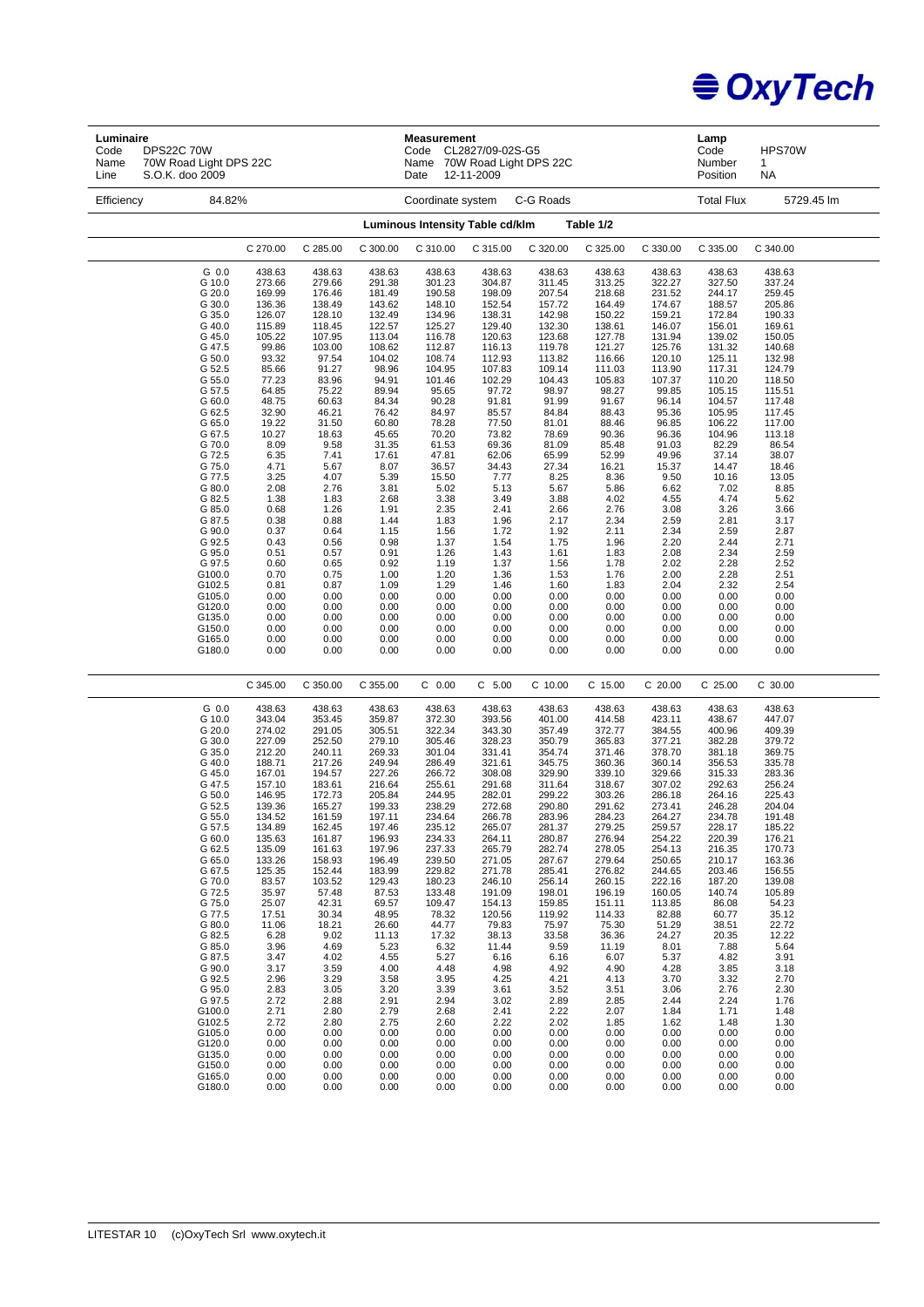**Luminaire**
Code DPS22C 70W
Name 70W Road Light DPS 22C
Line S.O.K. doo 2009

**Measurement**
Code CL2827/09-02S-G5
Name 70W Road Light DPS 22C
Date 12-11-2009

**Lamp**
Code HPS70W
Number 1
Position NA

Efficiency 84.82% | Coordinate system C-G Roads | Total Flux 5729.45 lm

## Luminous Intensity Table cd/klm — Table 1/2

| | C 270.00 | C 285.00 | C 300.00 | C 310.00 | C 315.00 | C 320.00 | C 325.00 | C 330.00 | C 335.00 | C 340.00 |
|---|---|---|---|---|---|---|---|---|---|---|
| G 0.0 | 438.63 | 438.63 | 438.63 | 438.63 | 438.63 | 438.63 | 438.63 | 438.63 | 438.63 | 438.63 |
| G 10.0 | 273.66 | 279.66 | 291.38 | 301.23 | 304.87 | 311.45 | 313.25 | 322.27 | 327.50 | 337.24 |
| G 20.0 | 169.99 | 176.46 | 181.49 | 190.58 | 198.09 | 207.54 | 218.68 | 231.52 | 244.17 | 259.45 |
| G 30.0 | 136.36 | 138.49 | 143.62 | 148.10 | 152.54 | 157.72 | 164.49 | 174.67 | 188.57 | 205.86 |
| G 35.0 | 126.07 | 128.10 | 132.49 | 134.96 | 138.31 | 142.98 | 150.22 | 159.21 | 172.84 | 190.33 |
| G 40.0 | 115.89 | 118.45 | 122.57 | 125.27 | 129.40 | 132.30 | 138.61 | 146.07 | 156.01 | 169.61 |
| G 45.0 | 105.22 | 107.95 | 113.04 | 116.78 | 120.63 | 123.68 | 127.78 | 131.94 | 139.02 | 150.05 |
| G 47.5 | 99.86 | 103.00 | 108.62 | 112.87 | 116.13 | 119.78 | 121.27 | 125.76 | 131.32 | 140.68 |
| G 50.0 | 93.32 | 97.54 | 104.02 | 108.74 | 112.93 | 113.82 | 116.66 | 120.10 | 125.11 | 132.98 |
| G 52.5 | 85.66 | 91.27 | 98.96 | 104.95 | 107.83 | 109.14 | 111.03 | 113.90 | 117.31 | 124.79 |
| G 55.0 | 77.23 | 83.96 | 94.91 | 101.46 | 102.29 | 104.43 | 105.83 | 107.37 | 110.20 | 118.50 |
| G 57.5 | 64.85 | 75.22 | 89.94 | 95.65 | 97.72 | 98.97 | 98.27 | 99.85 | 105.15 | 115.51 |
| G 60.0 | 48.75 | 60.63 | 84.34 | 90.28 | 91.81 | 91.99 | 91.67 | 96.14 | 104.57 | 117.48 |
| G 62.5 | 32.90 | 46.21 | 76.42 | 84.97 | 85.57 | 84.84 | 88.43 | 95.36 | 105.95 | 117.45 |
| G 65.0 | 19.22 | 31.50 | 60.80 | 78.28 | 77.50 | 81.01 | 88.46 | 96.85 | 106.22 | 117.00 |
| G 67.5 | 10.27 | 18.63 | 45.65 | 70.20 | 73.82 | 78.69 | 90.36 | 96.36 | 104.96 | 113.18 |
| G 70.0 | 8.09 | 9.58 | 31.35 | 61.53 | 69.36 | 81.09 | 85.48 | 91.03 | 82.29 | 86.54 |
| G 72.5 | 6.35 | 7.41 | 17.61 | 47.81 | 62.06 | 65.99 | 52.99 | 49.96 | 37.14 | 38.07 |
| G 75.0 | 4.71 | 5.67 | 8.07 | 36.57 | 34.43 | 27.34 | 16.21 | 15.37 | 14.47 | 18.46 |
| G 77.5 | 3.25 | 4.07 | 5.39 | 15.50 | 7.77 | 8.25 | 8.36 | 9.50 | 10.16 | 13.05 |
| G 80.0 | 2.08 | 2.76 | 3.81 | 5.02 | 5.13 | 5.67 | 5.86 | 6.62 | 7.02 | 8.85 |
| G 82.5 | 1.38 | 1.83 | 2.68 | 3.38 | 3.49 | 3.88 | 4.02 | 4.55 | 4.74 | 5.62 |
| G 85.0 | 0.68 | 1.26 | 1.91 | 2.35 | 2.41 | 2.66 | 2.76 | 3.08 | 3.26 | 3.66 |
| G 87.5 | 0.38 | 0.88 | 1.44 | 1.83 | 1.96 | 2.17 | 2.34 | 2.59 | 2.81 | 3.17 |
| G 90.0 | 0.37 | 0.64 | 1.15 | 1.56 | 1.72 | 1.92 | 2.11 | 2.34 | 2.59 | 2.87 |
| G 92.5 | 0.43 | 0.56 | 0.98 | 1.37 | 1.54 | 1.75 | 1.96 | 2.20 | 2.44 | 2.71 |
| G 95.0 | 0.51 | 0.57 | 0.91 | 1.26 | 1.43 | 1.61 | 1.83 | 2.08 | 2.34 | 2.59 |
| G 97.5 | 0.60 | 0.65 | 0.92 | 1.19 | 1.37 | 1.56 | 1.78 | 2.02 | 2.28 | 2.52 |
| G100.0 | 0.70 | 0.75 | 1.00 | 1.20 | 1.36 | 1.53 | 1.76 | 2.00 | 2.28 | 2.51 |
| G102.5 | 0.81 | 0.87 | 1.09 | 1.29 | 1.46 | 1.60 | 1.83 | 2.04 | 2.32 | 2.54 |
| G105.0 | 0.00 | 0.00 | 0.00 | 0.00 | 0.00 | 0.00 | 0.00 | 0.00 | 0.00 | 0.00 |
| G120.0 | 0.00 | 0.00 | 0.00 | 0.00 | 0.00 | 0.00 | 0.00 | 0.00 | 0.00 | 0.00 |
| G135.0 | 0.00 | 0.00 | 0.00 | 0.00 | 0.00 | 0.00 | 0.00 | 0.00 | 0.00 | 0.00 |
| G150.0 | 0.00 | 0.00 | 0.00 | 0.00 | 0.00 | 0.00 | 0.00 | 0.00 | 0.00 | 0.00 |
| G165.0 | 0.00 | 0.00 | 0.00 | 0.00 | 0.00 | 0.00 | 0.00 | 0.00 | 0.00 | 0.00 |
| G180.0 | 0.00 | 0.00 | 0.00 | 0.00 | 0.00 | 0.00 | 0.00 | 0.00 | 0.00 | 0.00 |

| | C 345.00 | C 350.00 | C 355.00 | C 0.00 | C 5.00 | C 10.00 | C 15.00 | C 20.00 | C 25.00 | C 30.00 |
|---|---|---|---|---|---|---|---|---|---|---|
| G 0.0 | 438.63 | 438.63 | 438.63 | 438.63 | 438.63 | 438.63 | 438.63 | 438.63 | 438.63 | 438.63 |
| G 10.0 | 343.04 | 353.45 | 359.87 | 372.30 | 393.56 | 401.00 | 414.58 | 423.11 | 438.67 | 447.07 |
| G 20.0 | 274.02 | 291.05 | 305.51 | 322.34 | 343.30 | 357.49 | 372.77 | 384.55 | 400.96 | 409.39 |
| G 30.0 | 227.09 | 252.50 | 279.10 | 305.46 | 328.23 | 350.79 | 365.83 | 377.21 | 382.28 | 379.72 |
| G 35.0 | 212.20 | 240.11 | 269.33 | 301.04 | 331.41 | 354.74 | 371.46 | 378.70 | 381.18 | 369.75 |
| G 40.0 | 188.71 | 217.26 | 249.94 | 286.49 | 321.61 | 345.75 | 360.36 | 360.14 | 356.53 | 335.78 |
| G 45.0 | 167.01 | 194.57 | 227.26 | 266.72 | 308.08 | 329.90 | 339.10 | 329.66 | 315.33 | 283.36 |
| G 47.5 | 157.10 | 183.61 | 216.64 | 255.61 | 291.68 | 311.64 | 318.67 | 307.02 | 292.63 | 256.24 |
| G 50.0 | 146.95 | 172.73 | 205.84 | 244.95 | 282.01 | 299.22 | 303.26 | 286.18 | 264.16 | 225.43 |
| G 52.5 | 139.36 | 165.27 | 199.33 | 238.29 | 272.68 | 290.80 | 291.62 | 273.41 | 246.28 | 204.04 |
| G 55.0 | 134.52 | 161.59 | 197.11 | 234.64 | 266.78 | 283.96 | 284.23 | 264.27 | 234.78 | 191.48 |
| G 57.5 | 134.89 | 162.45 | 197.46 | 235.12 | 265.07 | 281.37 | 279.25 | 259.57 | 228.17 | 185.22 |
| G 60.0 | 135.63 | 161.87 | 196.93 | 234.33 | 264.11 | 280.87 | 276.94 | 254.22 | 220.39 | 176.21 |
| G 62.5 | 135.09 | 161.63 | 197.96 | 237.33 | 265.79 | 282.74 | 278.05 | 254.13 | 216.35 | 170.73 |
| G 65.0 | 133.26 | 158.93 | 196.49 | 239.50 | 271.05 | 287.67 | 279.64 | 250.65 | 210.17 | 163.36 |
| G 67.5 | 125.35 | 152.44 | 183.99 | 229.82 | 271.78 | 285.41 | 276.82 | 244.65 | 203.46 | 156.55 |
| G 70.0 | 83.57 | 103.52 | 129.43 | 180.23 | 246.10 | 256.14 | 260.15 | 222.16 | 187.20 | 139.08 |
| G 72.5 | 35.97 | 57.48 | 87.53 | 133.48 | 191.09 | 198.01 | 196.19 | 160.05 | 140.74 | 105.89 |
| G 75.0 | 25.07 | 42.31 | 69.57 | 109.47 | 154.13 | 159.85 | 151.11 | 113.85 | 86.08 | 54.23 |
| G 77.5 | 17.51 | 30.34 | 48.95 | 78.32 | 120.56 | 119.92 | 114.33 | 82.88 | 60.77 | 35.12 |
| G 80.0 | 11.06 | 18.21 | 26.60 | 44.77 | 79.83 | 75.97 | 75.30 | 51.29 | 38.51 | 22.72 |
| G 82.5 | 6.28 | 9.02 | 11.13 | 17.32 | 38.13 | 33.58 | 36.36 | 24.27 | 20.35 | 12.22 |
| G 85.0 | 3.96 | 4.69 | 5.23 | 6.32 | 11.44 | 9.59 | 11.19 | 8.01 | 7.88 | 5.64 |
| G 87.5 | 3.47 | 4.02 | 4.55 | 5.27 | 6.16 | 6.16 | 6.07 | 5.37 | 4.82 | 3.91 |
| G 90.0 | 3.17 | 3.59 | 4.00 | 4.48 | 4.98 | 4.92 | 4.90 | 4.28 | 3.85 | 3.18 |
| G 92.5 | 2.96 | 3.29 | 3.58 | 3.95 | 4.25 | 4.21 | 4.13 | 3.70 | 3.32 | 2.70 |
| G 95.0 | 2.83 | 3.05 | 3.20 | 3.39 | 3.61 | 3.52 | 3.51 | 3.06 | 2.76 | 2.30 |
| G 97.5 | 2.72 | 2.88 | 2.91 | 2.94 | 3.02 | 2.89 | 2.85 | 2.44 | 2.24 | 1.76 |
| G100.0 | 2.71 | 2.80 | 2.79 | 2.68 | 2.41 | 2.22 | 2.07 | 1.84 | 1.71 | 1.48 |
| G102.5 | 2.72 | 2.80 | 2.75 | 2.60 | 2.22 | 2.02 | 1.85 | 1.62 | 1.48 | 1.30 |
| G105.0 | 0.00 | 0.00 | 0.00 | 0.00 | 0.00 | 0.00 | 0.00 | 0.00 | 0.00 | 0.00 |
| G120.0 | 0.00 | 0.00 | 0.00 | 0.00 | 0.00 | 0.00 | 0.00 | 0.00 | 0.00 | 0.00 |
| G135.0 | 0.00 | 0.00 | 0.00 | 0.00 | 0.00 | 0.00 | 0.00 | 0.00 | 0.00 | 0.00 |
| G150.0 | 0.00 | 0.00 | 0.00 | 0.00 | 0.00 | 0.00 | 0.00 | 0.00 | 0.00 | 0.00 |
| G165.0 | 0.00 | 0.00 | 0.00 | 0.00 | 0.00 | 0.00 | 0.00 | 0.00 | 0.00 | 0.00 |
| G180.0 | 0.00 | 0.00 | 0.00 | 0.00 | 0.00 | 0.00 | 0.00 | 0.00 | 0.00 | 0.00 |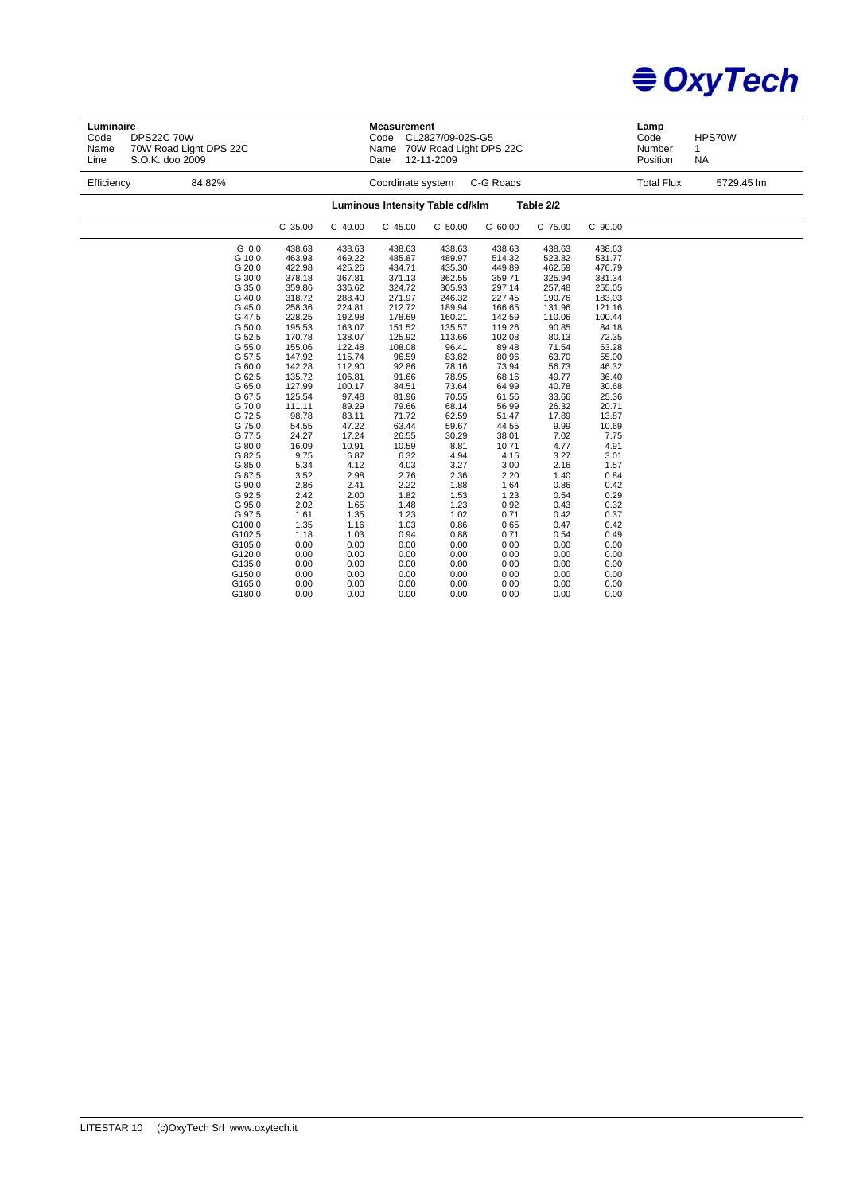**OxyTech**

| **Luminaire** | | **Measurement** | | **Lamp** | |
|---|---|---|---|---|---|
| Code | DPS22C 70W | Code | CL2827/09-02S-G5 | Code | HPS70W |
| Name | 70W Road Light DPS 22C | Name | 70W Road Light DPS 22C | Number | 1 |
| Line | S.O.K. doo 2009 | Date | 12-11-2009 | Position | NA |

Efficiency 84.82% | Coordinate system C-G Roads | Total Flux 5729.45 lm

**Luminous Intensity Table cd/klm** **Table 2/2**

| | C 35.00 | C 40.00 | C 45.00 | C 50.00 | C 60.00 | C 75.00 | C 90.00 |
|---|---|---|---|---|---|---|---|
| G 0.0 | 438.63 | 438.63 | 438.63 | 438.63 | 438.63 | 438.63 | 438.63 |
| G 10.0 | 463.93 | 469.22 | 485.87 | 489.97 | 514.32 | 523.82 | 531.77 |
| G 20.0 | 422.98 | 425.26 | 434.71 | 435.30 | 449.89 | 462.59 | 476.79 |
| G 30.0 | 378.18 | 367.81 | 371.13 | 362.55 | 359.71 | 325.94 | 331.34 |
| G 35.0 | 359.86 | 336.62 | 324.72 | 305.93 | 297.14 | 257.48 | 255.05 |
| G 40.0 | 318.72 | 288.40 | 271.97 | 246.32 | 227.45 | 190.76 | 183.03 |
| G 45.0 | 258.36 | 224.81 | 212.72 | 189.94 | 166.65 | 131.96 | 121.16 |
| G 47.5 | 228.25 | 192.98 | 178.69 | 160.21 | 142.59 | 110.06 | 100.44 |
| G 50.0 | 195.53 | 163.07 | 151.52 | 135.57 | 119.26 | 90.85 | 84.18 |
| G 52.5 | 170.78 | 138.07 | 125.92 | 113.66 | 102.08 | 80.13 | 72.35 |
| G 55.0 | 155.06 | 122.48 | 108.08 | 96.41 | 89.48 | 71.54 | 63.28 |
| G 57.5 | 147.92 | 115.74 | 96.59 | 83.82 | 80.96 | 63.70 | 55.00 |
| G 60.0 | 142.28 | 112.90 | 92.86 | 78.16 | 73.94 | 56.73 | 46.32 |
| G 62.5 | 135.72 | 106.81 | 91.66 | 78.95 | 68.16 | 49.77 | 36.40 |
| G 65.0 | 127.99 | 100.17 | 84.51 | 73.64 | 64.99 | 40.78 | 30.68 |
| G 67.5 | 125.54 | 97.48 | 81.96 | 70.55 | 61.56 | 33.66 | 25.36 |
| G 70.0 | 111.11 | 89.29 | 79.66 | 68.14 | 56.99 | 26.32 | 20.71 |
| G 72.5 | 98.78 | 83.11 | 71.72 | 62.59 | 51.47 | 17.89 | 13.87 |
| G 75.0 | 54.55 | 47.22 | 63.44 | 59.67 | 44.55 | 9.99 | 10.69 |
| G 77.5 | 24.27 | 17.24 | 26.55 | 30.29 | 38.01 | 7.02 | 7.75 |
| G 80.0 | 16.09 | 10.91 | 10.59 | 8.81 | 10.71 | 4.77 | 4.91 |
| G 82.5 | 9.75 | 6.87 | 6.32 | 4.94 | 4.15 | 3.27 | 3.01 |
| G 85.0 | 5.34 | 4.12 | 4.03 | 3.27 | 3.00 | 2.16 | 1.57 |
| G 87.5 | 3.52 | 2.98 | 2.76 | 2.36 | 2.20 | 1.40 | 0.84 |
| G 90.0 | 2.86 | 2.41 | 2.22 | 1.88 | 1.64 | 0.86 | 0.42 |
| G 92.5 | 2.42 | 2.00 | 1.82 | 1.53 | 1.23 | 0.54 | 0.29 |
| G 95.0 | 2.02 | 1.65 | 1.48 | 1.23 | 0.92 | 0.43 | 0.32 |
| G 97.5 | 1.61 | 1.35 | 1.23 | 1.02 | 0.71 | 0.42 | 0.37 |
| G100.0 | 1.35 | 1.16 | 1.03 | 0.86 | 0.65 | 0.47 | 0.42 |
| G102.5 | 1.18 | 1.03 | 0.94 | 0.88 | 0.71 | 0.54 | 0.49 |
| G105.0 | 0.00 | 0.00 | 0.00 | 0.00 | 0.00 | 0.00 | 0.00 |
| G120.0 | 0.00 | 0.00 | 0.00 | 0.00 | 0.00 | 0.00 | 0.00 |
| G135.0 | 0.00 | 0.00 | 0.00 | 0.00 | 0.00 | 0.00 | 0.00 |
| G150.0 | 0.00 | 0.00 | 0.00 | 0.00 | 0.00 | 0.00 | 0.00 |
| G165.0 | 0.00 | 0.00 | 0.00 | 0.00 | 0.00 | 0.00 | 0.00 |
| G180.0 | 0.00 | 0.00 | 0.00 | 0.00 | 0.00 | 0.00 | 0.00 |

LITESTAR 10 (c)OxyTech Srl www.oxytech.it